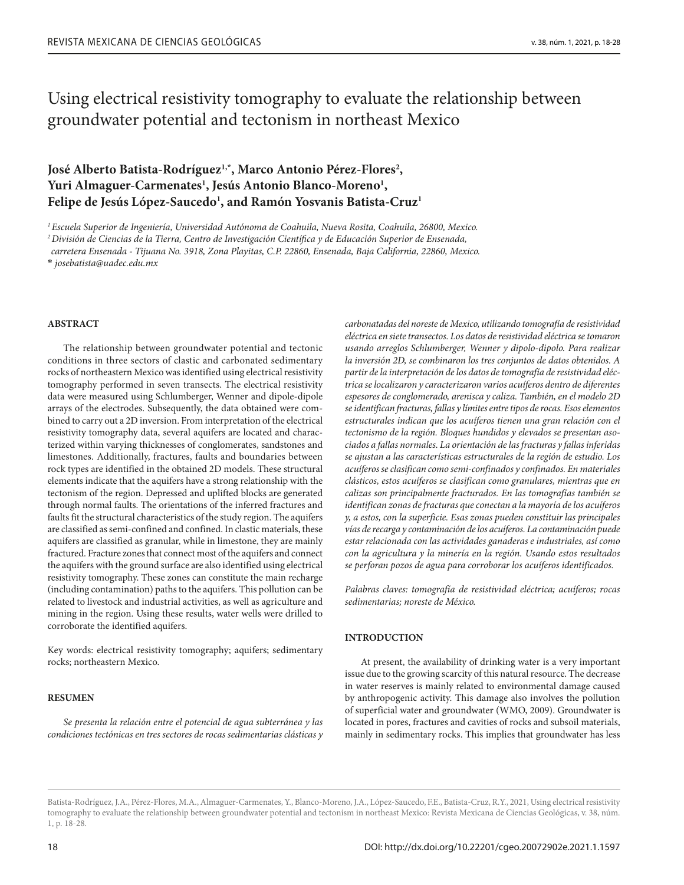# Using electrical resistivity tomography to evaluate the relationship between groundwater potential and tectonism in northeast Mexico

**José Alberto Batista-Rodríguez[1,*], Marco Antonio Pérez-Flores[2], Yuri Almaguer-Carmenates[1], Jesús Antonio Blanco-Moreno[1], Felipe de Jesús López-Saucedo[1], and Ramón Yosvanis Batista-Cruz[1]**

*[1] Escuela Superior de Ingeniería, Universidad Autónoma de Coahuila, Nueva Rosita, Coahuila, 26800, Mexico.*
*[2] División de Ciencias de la Tierra, Centro de Investigación Científica y de Educación Superior de Ensenada, carretera Ensenada - Tijuana No. 3918, Zona Playitas, C.P. 22860, Ensenada, Baja California, 22860, Mexico.*
*\* josebatista@uadec.edu.mx*

## ABSTRACT

The relationship between groundwater potential and tectonic conditions in three sectors of clastic and carbonated sedimentary rocks of northeastern Mexico was identified using electrical resistivity tomography performed in seven transects. The electrical resistivity data were measured using Schlumberger, Wenner and dipole-dipole arrays of the electrodes. Subsequently, the data obtained were combined to carry out a 2D inversion. From interpretation of the electrical resistivity tomography data, several aquifers are located and characterized within varying thicknesses of conglomerates, sandstones and limestones. Additionally, fractures, faults and boundaries between rock types are identified in the obtained 2D models. These structural elements indicate that the aquifers have a strong relationship with the tectonism of the region. Depressed and uplifted blocks are generated through normal faults. The orientations of the inferred fractures and faults fit the structural characteristics of the study region. The aquifers are classified as semi-confined and confined. In clastic materials, these aquifers are classified as granular, while in limestone, they are mainly fractured. Fracture zones that connect most of the aquifers and connect the aquifers with the ground surface are also identified using electrical resistivity tomography. These zones can constitute the main recharge (including contamination) paths to the aquifers. This pollution can be related to livestock and industrial activities, as well as agriculture and mining in the region. Using these results, water wells were drilled to corroborate the identified aquifers.

Key words: electrical resistivity tomography; aquifers; sedimentary rocks; northeastern Mexico.

## RESUMEN

*Se presenta la relación entre el potencial de agua subterránea y las condiciones tectónicas en tres sectores de rocas sedimentarias clásticas y carbonatadas del noreste de Mexico, utilizando tomografía de resistividad eléctrica en siete transectos. Los datos de resistividad eléctrica se tomaron usando arreglos Schlumberger, Wenner y dipolo-dipolo. Para realizar la inversión 2D, se combinaron los tres conjuntos de datos obtenidos. A partir de la interpretación de los datos de tomografía de resistividad eléctrica se localizaron y caracterizaron varios acuíferos dentro de diferentes espesores de conglomerado, arenisca y caliza. También, en el modelo 2D se identifican fracturas, fallas y límites entre tipos de rocas. Esos elementos estructurales indican que los acuíferos tienen una gran relación con el tectonismo de la región. Bloques hundidos y elevados se presentan asociados a fallas normales. La orientación de las fracturas y fallas inferidas se ajustan a las características estructurales de la región de estudio. Los acuíferos se clasifican como semi-confinados y confinados. En materiales clásticos, estos acuíferos se clasifican como granulares, mientras que en calizas son principalmente fracturados. En las tomografías también se identifican zonas de fracturas que conectan a la mayoría de los acuíferos y, a estos, con la superficie. Esas zonas pueden constituir las principales vías de recarga y contaminación de los acuíferos. La contaminación puede estar relacionada con las actividades ganaderas e industriales, así como con la agricultura y la minería en la región. Usando estos resultados se perforan pozos de agua para corroborar los acuíferos identificados.*

*Palabras claves: tomografía de resistividad eléctrica; acuíferos; rocas sedimentarias; noreste de México.*

## INTRODUCTION

At present, the availability of drinking water is a very important issue due to the growing scarcity of this natural resource. The decrease in water reserves is mainly related to environmental damage caused by anthropogenic activity. This damage also involves the pollution of superficial water and groundwater (WMO, 2009). Groundwater is located in pores, fractures and cavities of rocks and subsoil materials, mainly in sedimentary rocks. This implies that groundwater has less

Batista-Rodríguez, J.A., Pérez-Flores, M.A., Almaguer-Carmenates, Y., Blanco-Moreno, J.A., López-Saucedo, F.E., Batista-Cruz, R.Y., 2021, Using electrical resistivity tomography to evaluate the relationship between groundwater potential and tectonism in northeast Mexico: Revista Mexicana de Ciencias Geológicas, v. 38, núm. 1, p. 18-28.

DOI: http://dx.doi.org/10.22201/cgeo.20072902e.2021.1.1597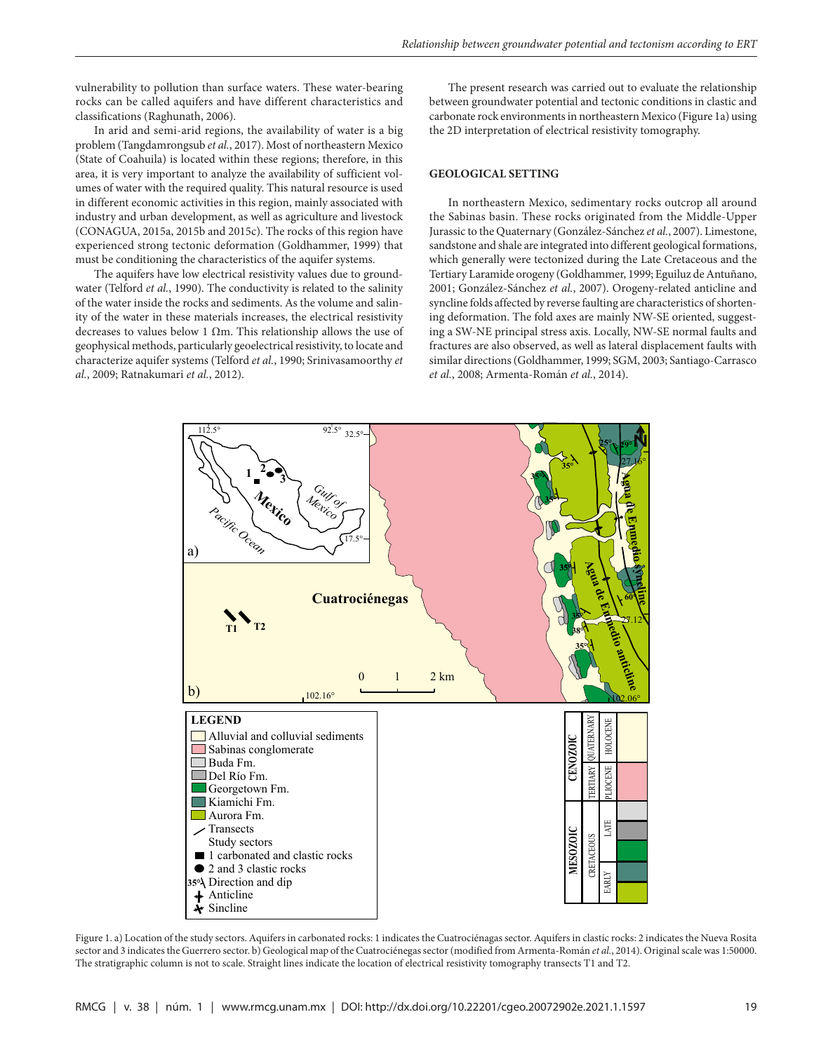vulnerability to pollution than surface waters. These water-bearing rocks can be called aquifers and have different characteristics and classifications (Raghunath, 2006).

In arid and semi-arid regions, the availability of water is a big problem (Tangdamrongsub *et al.*, 2017). Most of northeastern Mexico (State of Coahuila) is located within these regions; therefore, in this area, it is very important to analyze the availability of sufficient volumes of water with the required quality. This natural resource is used in different economic activities in this region, mainly associated with industry and urban development, as well as agriculture and livestock (CONAGUA, 2015a, 2015b and 2015c). The rocks of this region have experienced strong tectonic deformation (Goldhammer, 1999) that must be conditioning the characteristics of the aquifer systems.

The aquifers have low electrical resistivity values due to groundwater (Telford *et al.*, 1990). The conductivity is related to the salinity of the water inside the rocks and sediments. As the volume and salinity of the water in these materials increases, the electrical resistivity decreases to values below 1 Ωm. This relationship allows the use of geophysical methods, particularly geoelectrical resistivity, to locate and characterize aquifer systems (Telford *et al.*, 1990; Srinivasamoorthy *et al.*, 2009; Ratnakumari *et al.*, 2012).

The present research was carried out to evaluate the relationship between groundwater potential and tectonic conditions in clastic and carbonate rock environments in northeastern Mexico (Figure 1a) using the 2D interpretation of electrical resistivity tomography.

## GEOLOGICAL SETTING

In northeastern Mexico, sedimentary rocks outcrop all around the Sabinas basin. These rocks originated from the Middle-Upper Jurassic to the Quaternary (González-Sánchez *et al.*, 2007). Limestone, sandstone and shale are integrated into different geological formations, which generally were tectonized during the Late Cretaceous and the Tertiary Laramide orogeny (Goldhammer, 1999; Eguiluz de Antuñano, 2001; González-Sánchez *et al.*, 2007). Orogeny-related anticline and syncline folds affected by reverse faulting are characteristics of shortening deformation. The fold axes are mainly NW-SE oriented, suggesting a SW-NE principal stress axis. Locally, NW-SE normal faults and fractures are also observed, as well as lateral displacement faults with similar directions (Goldhammer, 1999; SGM, 2003; Santiago-Carrasco *et al.*, 2008; Armenta-Román *et al.*, 2014).

Figure 1. a) Location of the study sectors. Aquifers in carbonated rocks: 1 indicates the Cuatrociénagas sector. Aquifers in clastic rocks: 2 indicates the Nueva Rosita sector and 3 indicates the Guerrero sector. b) Geological map of the Cuatrociénegas sector (modified from Armenta-Román *et al.*, 2014). Original scale was 1:50000. The stratigraphic column is not to scale. Straight lines indicate the location of electrical resistivity tomography transects T1 and T2.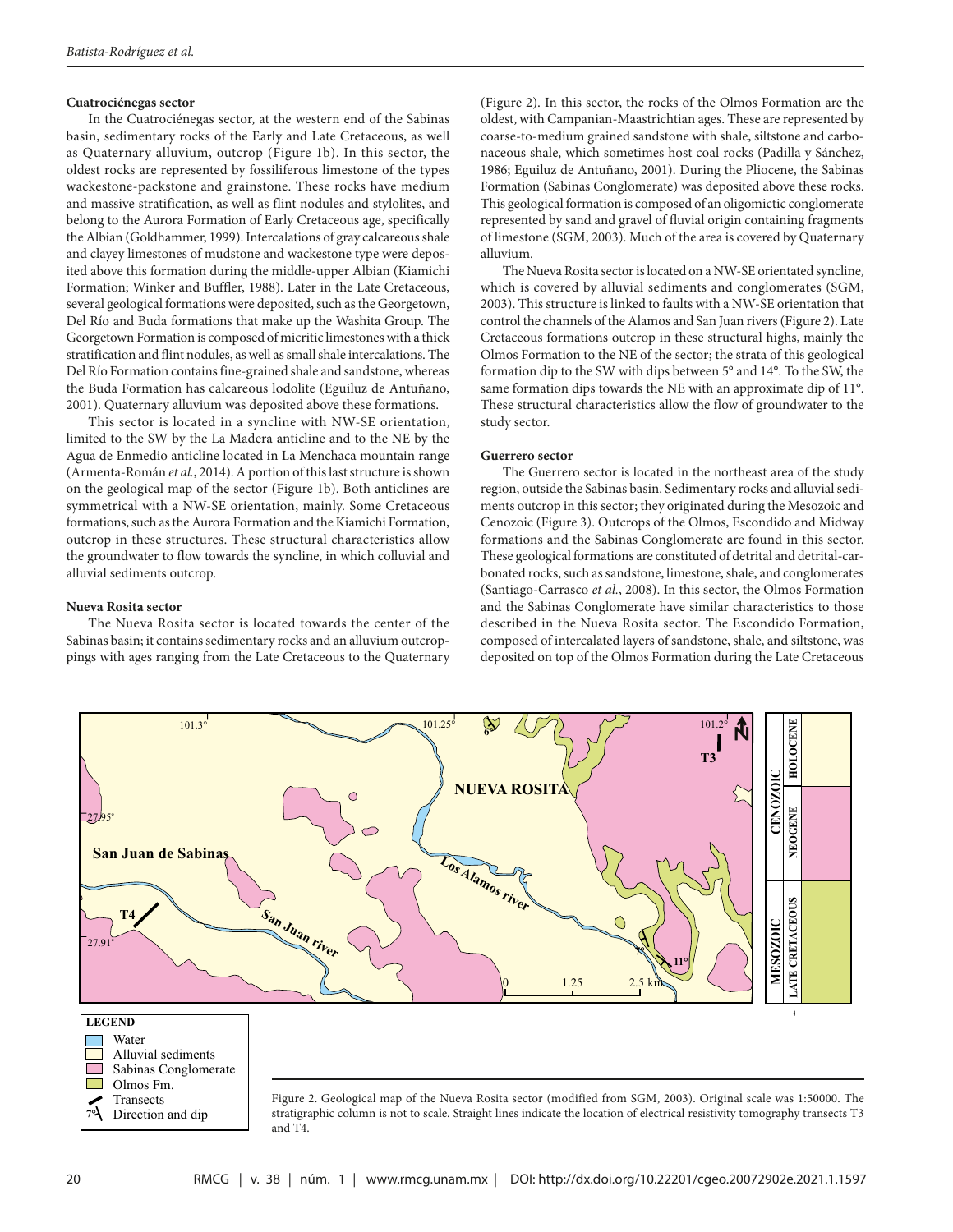#### Cuatrociénegas sector

In the Cuatrociénegas sector, at the western end of the Sabinas basin, sedimentary rocks of the Early and Late Cretaceous, as well as Quaternary alluvium, outcrop (Figure 1b). In this sector, the oldest rocks are represented by fossiliferous limestone of the types wackestone-packstone and grainstone. These rocks have medium and massive stratification, as well as flint nodules and stylolites, and belong to the Aurora Formation of Early Cretaceous age, specifically the Albian (Goldhammer, 1999). Intercalations of gray calcareous shale and clayey limestones of mudstone and wackestone type were deposited above this formation during the middle-upper Albian (Kiamichi Formation; Winker and Buffler, 1988). Later in the Late Cretaceous, several geological formations were deposited, such as the Georgetown, Del Río and Buda formations that make up the Washita Group. The Georgetown Formation is composed of micritic limestones with a thick stratification and flint nodules, as well as small shale intercalations. The Del Río Formation contains fine-grained shale and sandstone, whereas the Buda Formation has calcareous lodolite (Eguiluz de Antuñano, 2001). Quaternary alluvium was deposited above these formations.

This sector is located in a syncline with NW-SE orientation, limited to the SW by the La Madera anticline and to the NE by the Agua de Enmedio anticline located in La Menchaca mountain range (Armenta-Román *et al.*, 2014). A portion of this last structure is shown on the geological map of the sector (Figure 1b). Both anticlines are symmetrical with a NW-SE orientation, mainly. Some Cretaceous formations, such as the Aurora Formation and the Kiamichi Formation, outcrop in these structures. These structural characteristics allow the groundwater to flow towards the syncline, in which colluvial and alluvial sediments outcrop.

#### Nueva Rosita sector

The Nueva Rosita sector is located towards the center of the Sabinas basin; it contains sedimentary rocks and an alluvium outcroppings with ages ranging from the Late Cretaceous to the Quaternary (Figure 2). In this sector, the rocks of the Olmos Formation are the oldest, with Campanian-Maastrichtian ages. These are represented by coarse-to-medium grained sandstone with shale, siltstone and carbonaceous shale, which sometimes host coal rocks (Padilla y Sánchez, 1986; Eguiluz de Antuñano, 2001). During the Pliocene, the Sabinas Formation (Sabinas Conglomerate) was deposited above these rocks. This geological formation is composed of an oligomictic conglomerate represented by sand and gravel of fluvial origin containing fragments of limestone (SGM, 2003). Much of the area is covered by Quaternary alluvium.

The Nueva Rosita sector is located on a NW-SE orientated syncline, which is covered by alluvial sediments and conglomerates (SGM, 2003). This structure is linked to faults with a NW-SE orientation that control the channels of the Alamos and San Juan rivers (Figure 2). Late Cretaceous formations outcrop in these structural highs, mainly the Olmos Formation to the NE of the sector; the strata of this geological formation dip to the SW with dips between 5° and 14°. To the SW, the same formation dips towards the NE with an approximate dip of 11°. These structural characteristics allow the flow of groundwater to the study sector.

#### Guerrero sector

The Guerrero sector is located in the northeast area of the study region, outside the Sabinas basin. Sedimentary rocks and alluvial sediments outcrop in this sector; they originated during the Mesozoic and Cenozoic (Figure 3). Outcrops of the Olmos, Escondido and Midway formations and the Sabinas Conglomerate are found in this sector. These geological formations are constituted of detrital and detrital-carbonated rocks, such as sandstone, limestone, shale, and conglomerates (Santiago-Carrasco *et al.*, 2008). In this sector, the Olmos Formation and the Sabinas Conglomerate have similar characteristics to those described in the Nueva Rosita sector. The Escondido Formation, composed of intercalated layers of sandstone, shale, and siltstone, was deposited on top of the Olmos Formation during the Late Cretaceous

Figure 2. Geological map of the Nueva Rosita sector (modified from SGM, 2003). Original scale was 1:50000. The stratigraphic column is not to scale. Straight lines indicate the location of electrical resistivity tomography transects T3 and T4.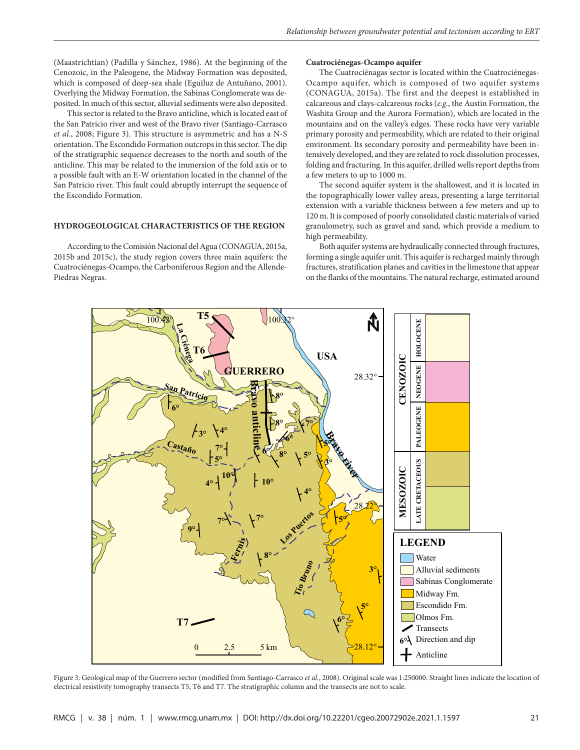(Maastrichtian) (Padilla y Sánchez, 1986). At the beginning of the Cenozoic, in the Paleogene, the Midway Formation was deposited, which is composed of deep-sea shale (Eguiluz de Antuñano, 2001). Overlying the Midway Formation, the Sabinas Conglomerate was deposited. In much of this sector, alluvial sediments were also deposited.

This sector is related to the Bravo anticline, which is located east of the San Patricio river and west of the Bravo river (Santiago-Carrasco *et al.*, 2008; Figure 3). This structure is asymmetric and has a N-S orientation. The Escondido Formation outcrops in this sector. The dip of the stratigraphic sequence decreases to the north and south of the anticline. This may be related to the immersion of the fold axis or to a possible fault with an E-W orientation located in the channel of the San Patricio river. This fault could abruptly interrupt the sequence of the Escondido Formation.

## HYDROGEOLOGICAL CHARACTERISTICS OF THE REGION

According to the Comisión Nacional del Agua (CONAGUA, 2015a, 2015b and 2015c), the study region covers three main aquifers: the Cuatrociénegas-Ocampo, the Carboniferous Region and the Allende-Piedras Negras.

### Cuatrociénegas-Ocampo aquifer

The Cuatrociénagas sector is located within the Cuatrociénegas-Ocampo aquifer, which is composed of two aquifer systems (CONAGUA, 2015a). The first and the deepest is established in calcareous and clays-calcareous rocks (*e.g.*, the Austin Formation, the Washita Group and the Aurora Formation), which are located in the mountains and on the valley's edges. These rocks have very variable primary porosity and permeability, which are related to their original environment. Its secondary porosity and permeability have been intensively developed, and they are related to rock dissolution processes, folding and fracturing. In this aquifer, drilled wells report depths from a few meters to up to 1000 m.

The second aquifer system is the shallowest, and it is located in the topographically lower valley areas, presenting a large territorial extension with a variable thickness between a few meters and up to 120 m. It is composed of poorly consolidated clastic materials of varied granulometry, such as gravel and sand, which provide a medium to high permeability.

Both aquifer systems are hydraulically connected through fractures, forming a single aquifer unit. This aquifer is recharged mainly through fractures, stratification planes and cavities in the limestone that appear on the flanks of the mountains. The natural recharge, estimated around

Figure 3. Geological map of the Guerrero sector (modified from Santiago-Carrasco *et al.*, 2008). Original scale was 1:250000. Straight lines indicate the location of electrical resistivity tomography transects T5, T6 and T7. The stratigraphic column and the transects are not to scale.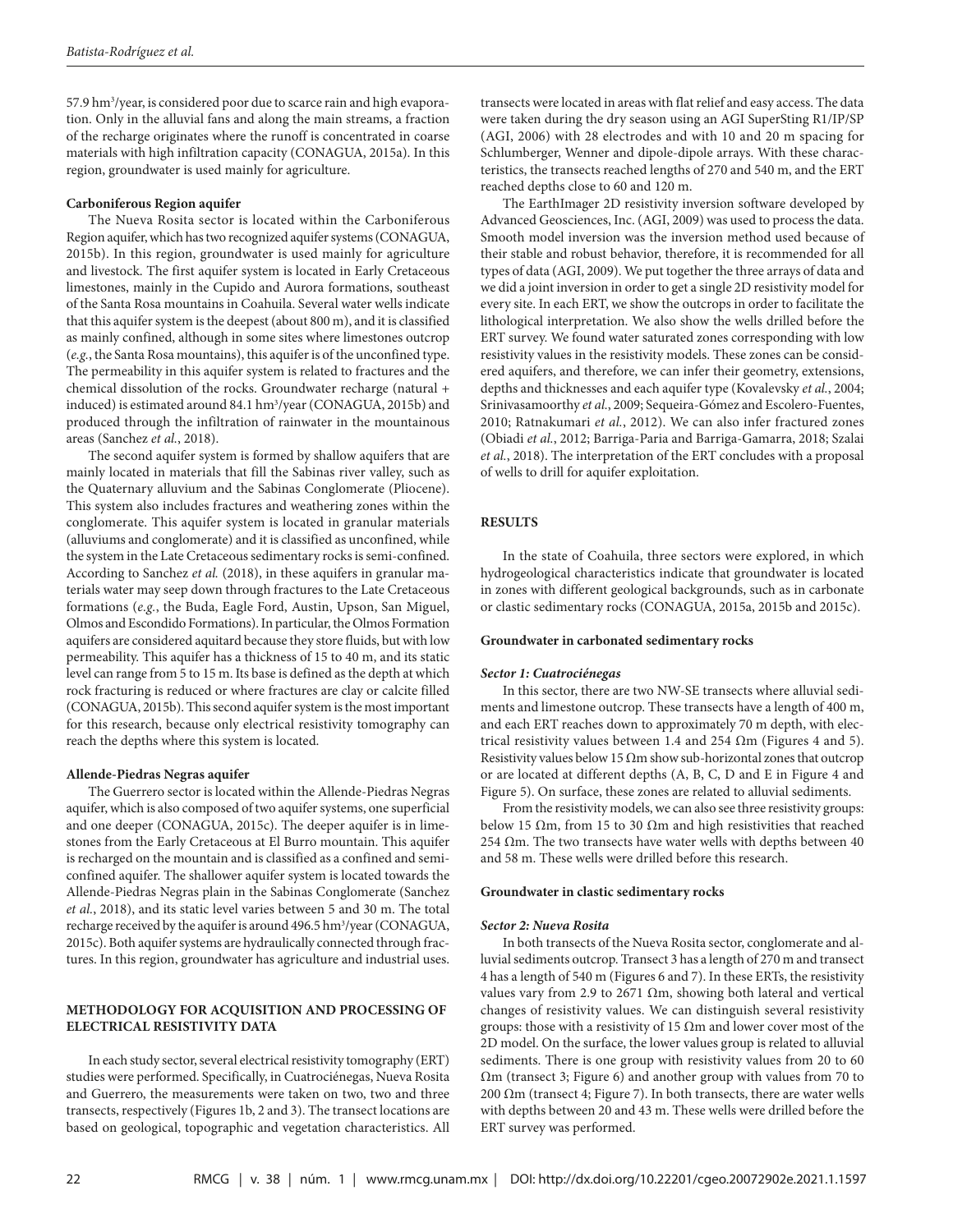57.9 hm$^3$/year, is considered poor due to scarce rain and high evaporation. Only in the alluvial fans and along the main streams, a fraction of the recharge originates where the runoff is concentrated in coarse materials with high infiltration capacity (CONAGUA, 2015a). In this region, groundwater is used mainly for agriculture.

**Carboniferous Region aquifer**

The Nueva Rosita sector is located within the Carboniferous Region aquifer, which has two recognized aquifer systems (CONAGUA, 2015b). In this region, groundwater is used mainly for agriculture and livestock. The first aquifer system is located in Early Cretaceous limestones, mainly in the Cupido and Aurora formations, southeast of the Santa Rosa mountains in Coahuila. Several water wells indicate that this aquifer system is the deepest (about 800 m), and it is classified as mainly confined, although in some sites where limestones outcrop (*e.g.*, the Santa Rosa mountains), this aquifer is of the unconfined type. The permeability in this aquifer system is related to fractures and the chemical dissolution of the rocks. Groundwater recharge (natural + induced) is estimated around 84.1 hm$^3$/year (CONAGUA, 2015b) and produced through the infiltration of rainwater in the mountainous areas (Sanchez *et al.*, 2018).

The second aquifer system is formed by shallow aquifers that are mainly located in materials that fill the Sabinas river valley, such as the Quaternary alluvium and the Sabinas Conglomerate (Pliocene). This system also includes fractures and weathering zones within the conglomerate. This aquifer system is located in granular materials (alluviums and conglomerate) and it is classified as unconfined, while the system in the Late Cretaceous sedimentary rocks is semi-confined. According to Sanchez *et al.* (2018), in these aquifers in granular materials water may seep down through fractures to the Late Cretaceous formations (*e.g.*, the Buda, Eagle Ford, Austin, Upson, San Miguel, Olmos and Escondido Formations). In particular, the Olmos Formation aquifers are considered aquitard because they store fluids, but with low permeability. This aquifer has a thickness of 15 to 40 m, and its static level can range from 5 to 15 m. Its base is defined as the depth at which rock fracturing is reduced or where fractures are clay or calcite filled (CONAGUA, 2015b). This second aquifer system is the most important for this research, because only electrical resistivity tomography can reach the depths where this system is located.

**Allende-Piedras Negras aquifer**

The Guerrero sector is located within the Allende-Piedras Negras aquifer, which is also composed of two aquifer systems, one superficial and one deeper (CONAGUA, 2015c). The deeper aquifer is in limestones from the Early Cretaceous at El Burro mountain. This aquifer is recharged on the mountain and is classified as a confined and semi-confined aquifer. The shallower aquifer system is located towards the Allende-Piedras Negras plain in the Sabinas Conglomerate (Sanchez *et al.*, 2018), and its static level varies between 5 and 30 m. The total recharge received by the aquifer is around 496.5 hm$^3$/year (CONAGUA, 2015c). Both aquifer systems are hydraulically connected through fractures. In this region, groundwater has agriculture and industrial uses.

## METHODOLOGY FOR ACQUISITION AND PROCESSING OF ELECTRICAL RESISTIVITY DATA

In each study sector, several electrical resistivity tomography (ERT) studies were performed. Specifically, in Cuatrociénegas, Nueva Rosita and Guerrero, the measurements were taken on two, two and three transects, respectively (Figures 1b, 2 and 3). The transect locations are based on geological, topographic and vegetation characteristics. All transects were located in areas with flat relief and easy access. The data were taken during the dry season using an AGI SuperSting R1/IP/SP (AGI, 2006) with 28 electrodes and with 10 and 20 m spacing for Schlumberger, Wenner and dipole-dipole arrays. With these characteristics, the transects reached lengths of 270 and 540 m, and the ERT reached depths close to 60 and 120 m.

The EarthImager 2D resistivity inversion software developed by Advanced Geosciences, Inc. (AGI, 2009) was used to process the data. Smooth model inversion was the inversion method used because of their stable and robust behavior, therefore, it is recommended for all types of data (AGI, 2009). We put together the three arrays of data and we did a joint inversion in order to get a single 2D resistivity model for every site. In each ERT, we show the outcrops in order to facilitate the lithological interpretation. We also show the wells drilled before the ERT survey. We found water saturated zones corresponding with low resistivity values in the resistivity models. These zones can be considered aquifers, and therefore, we can infer their geometry, extensions, depths and thicknesses and each aquifer type (Kovalevsky *et al.*, 2004; Srinivasamoorthy *et al.*, 2009; Sequeira-Gómez and Escolero-Fuentes, 2010; Ratnakumari *et al.*, 2012). We can also infer fractured zones (Obiadi *et al.*, 2012; Barriga-Paria and Barriga-Gamarra, 2018; Szalai *et al.*, 2018). The interpretation of the ERT concludes with a proposal of wells to drill for aquifer exploitation.

## RESULTS

In the state of Coahuila, three sectors were explored, in which hydrogeological characteristics indicate that groundwater is located in zones with different geological backgrounds, such as in carbonate or clastic sedimentary rocks (CONAGUA, 2015a, 2015b and 2015c).

**Groundwater in carbonated sedimentary rocks**

***Sector 1: Cuatrociénegas***

In this sector, there are two NW-SE transects where alluvial sediments and limestone outcrop. These transects have a length of 400 m, and each ERT reaches down to approximately 70 m depth, with electrical resistivity values between 1.4 and 254 Ωm (Figures 4 and 5). Resistivity values below 15 Ωm show sub-horizontal zones that outcrop or are located at different depths (A, B, C, D and E in Figure 4 and Figure 5). On surface, these zones are related to alluvial sediments.

From the resistivity models, we can also see three resistivity groups: below 15 Ωm, from 15 to 30 Ωm and high resistivities that reached 254 Ωm. The two transects have water wells with depths between 40 and 58 m. These wells were drilled before this research.

**Groundwater in clastic sedimentary rocks**

***Sector 2: Nueva Rosita***

In both transects of the Nueva Rosita sector, conglomerate and alluvial sediments outcrop. Transect 3 has a length of 270 m and transect 4 has a length of 540 m (Figures 6 and 7). In these ERTs, the resistivity values vary from 2.9 to 2671 Ωm, showing both lateral and vertical changes of resistivity values. We can distinguish several resistivity groups: those with a resistivity of 15 Ωm and lower cover most of the 2D model. On the surface, the lower values group is related to alluvial sediments. There is one group with resistivity values from 20 to 60 Ωm (transect 3; Figure 6) and another group with values from 70 to 200 Ωm (transect 4; Figure 7). In both transects, there are water wells with depths between 20 and 43 m. These wells were drilled before the ERT survey was performed.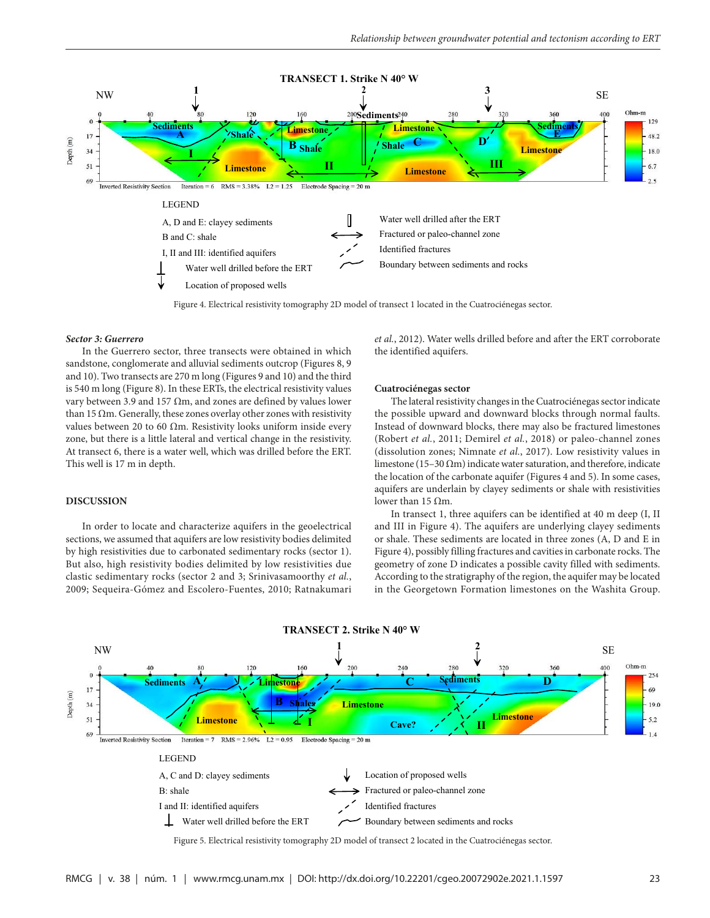TRANSECT 1. Strike N 40° W

LEGEND

A, D and E: clayey sediments
B and C: shale
I, II and III: identified aquifers
Water well drilled before the ERT
Location of proposed wells
Water well drilled after the ERT
Fractured or paleo-channel zone
Identified fractures
Boundary between sediments and rocks

Figure 4. Electrical resistivity tomography 2D model of transect 1 located in the Cuatrociénegas sector.

*Sector 3: Guerrero*

In the Guerrero sector, three transects were obtained in which sandstone, conglomerate and alluvial sediments outcrop (Figures 8, 9 and 10). Two transects are 270 m long (Figures 9 and 10) and the third is 540 m long (Figure 8). In these ERTs, the electrical resistivity values vary between 3.9 and 157 Ωm, and zones are defined by values lower than 15 Ωm. Generally, these zones overlay other zones with resistivity values between 20 to 60 Ωm. Resistivity looks uniform inside every zone, but there is a little lateral and vertical change in the resistivity. At transect 6, there is a water well, which was drilled before the ERT. This well is 17 m in depth.

## DISCUSSION

In order to locate and characterize aquifers in the geoelectrical sections, we assumed that aquifers are low resistivity bodies delimited by high resistivities due to carbonated sedimentary rocks (sector 1). But also, high resistivity bodies delimited by low resistivities due clastic sedimentary rocks (sector 2 and 3; Srinivasamoorthy *et al.*, 2009; Sequeira-Gómez and Escolero-Fuentes, 2010; Ratnakumari *et al.*, 2012). Water wells drilled before and after the ERT corroborate the identified aquifers.

**Cuatrociénegas sector**

The lateral resistivity changes in the Cuatrociénegas sector indicate the possible upward and downward blocks through normal faults. Instead of downward blocks, there may also be fractured limestones (Robert *et al.*, 2011; Demirel *et al.*, 2018) or paleo-channel zones (dissolution zones; Nimnate *et al.*, 2017). Low resistivity values in limestone (15–30 Ωm) indicate water saturation, and therefore, indicate the location of the carbonate aquifer (Figures 4 and 5). In some cases, aquifers are underlain by clayey sediments or shale with resistivities lower than 15 Ωm.

In transect 1, three aquifers can be identified at 40 m deep (I, II and III in Figure 4). The aquifers are underlying clayey sediments or shale. These sediments are located in three zones (A, D and E in Figure 4), possibly filling fractures and cavities in carbonate rocks. The geometry of zone D indicates a possible cavity filled with sediments. According to the stratigraphy of the region, the aquifer may be located in the Georgetown Formation limestones on the Washita Group.

TRANSECT 2. Strike N 40° W

LEGEND

A, C and D: clayey sediments
B: shale
I and II: identified aquifers
Water well drilled before the ERT
Location of proposed wells
Fractured or paleo-channel zone
Identified fractures
Boundary between sediments and rocks

Figure 5. Electrical resistivity tomography 2D model of transect 2 located in the Cuatrociénegas sector.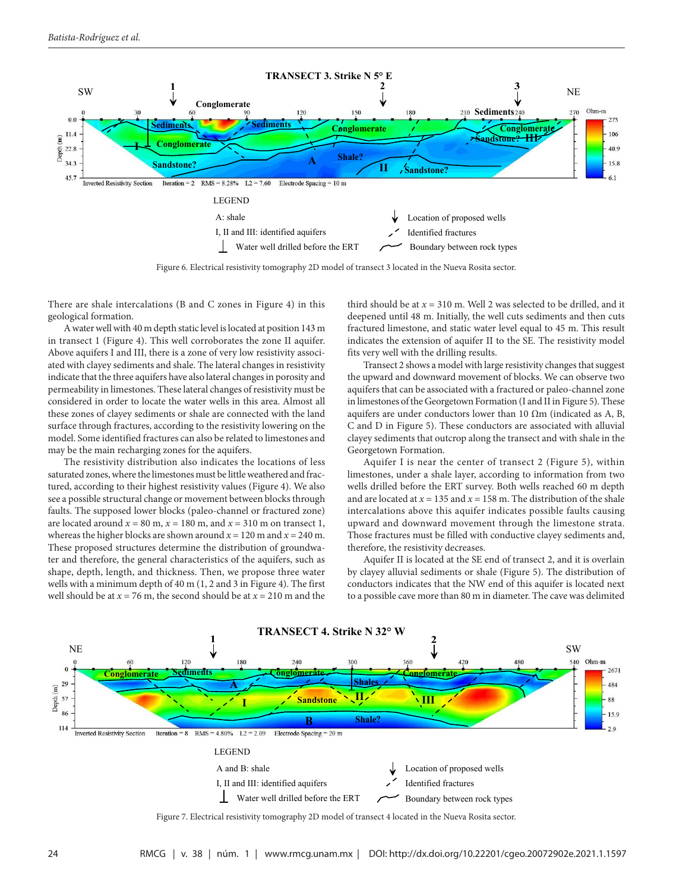Figure 6. Electrical resistivity tomography 2D model of transect 3 located in the Nueva Rosita sector.

There are shale intercalations (B and C zones in Figure 4) in this geological formation.

A water well with 40 m depth static level is located at position 143 m in transect 1 (Figure 4). This well corroborates the zone II aquifer. Above aquifers I and III, there is a zone of very low resistivity associated with clayey sediments and shale. The lateral changes in resistivity indicate that the three aquifers have also lateral changes in porosity and permeability in limestones. These lateral changes of resistivity must be considered in order to locate the water wells in this area. Almost all these zones of clayey sediments or shale are connected with the land surface through fractures, according to the resistivity lowering on the model. Some identified fractures can also be related to limestones and may be the main recharging zones for the aquifers.

The resistivity distribution also indicates the locations of less saturated zones, where the limestones must be little weathered and fractured, according to their highest resistivity values (Figure 4). We also see a possible structural change or movement between blocks through faults. The supposed lower blocks (paleo-channel or fractured zone) are located around $x = 80$ m, $x = 180$ m, and $x = 310$ m on transect 1, whereas the higher blocks are shown around $x = 120$ m and $x = 240$ m. These proposed structures determine the distribution of groundwater and therefore, the general characteristics of the aquifers, such as shape, depth, length, and thickness. Then, we propose three water wells with a minimum depth of 40 m (1, 2 and 3 in Figure 4). The first well should be at $x = 76$ m, the second should be at $x = 210$ m and the third should be at $x = 310$ m. Well 2 was selected to be drilled, and it deepened until 48 m. Initially, the well cuts sediments and then cuts fractured limestone, and static water level equal to 45 m. This result indicates the extension of aquifer II to the SE. The resistivity model fits very well with the drilling results.

Transect 2 shows a model with large resistivity changes that suggest the upward and downward movement of blocks. We can observe two aquifers that can be associated with a fractured or paleo-channel zone in limestones of the Georgetown Formation (I and II in Figure 5). These aquifers are under conductors lower than 10 Ωm (indicated as A, B, C and D in Figure 5). These conductors are associated with alluvial clayey sediments that outcrop along the transect and with shale in the Georgetown Formation.

Aquifer I is near the center of transect 2 (Figure 5), within limestones, under a shale layer, according to information from two wells drilled before the ERT survey. Both wells reached 60 m depth and are located at $x = 135$ and $x = 158$ m. The distribution of the shale intercalations above this aquifer indicates possible faults causing upward and downward movement through the limestone strata. Those fractures must be filled with conductive clayey sediments and, therefore, the resistivity decreases.

Aquifer II is located at the SE end of transect 2, and it is overlain by clayey alluvial sediments or shale (Figure 5). The distribution of conductors indicates that the NW end of this aquifer is located next to a possible cave more than 80 m in diameter. The cave was delimited

Figure 7. Electrical resistivity tomography 2D model of transect 4 located in the Nueva Rosita sector.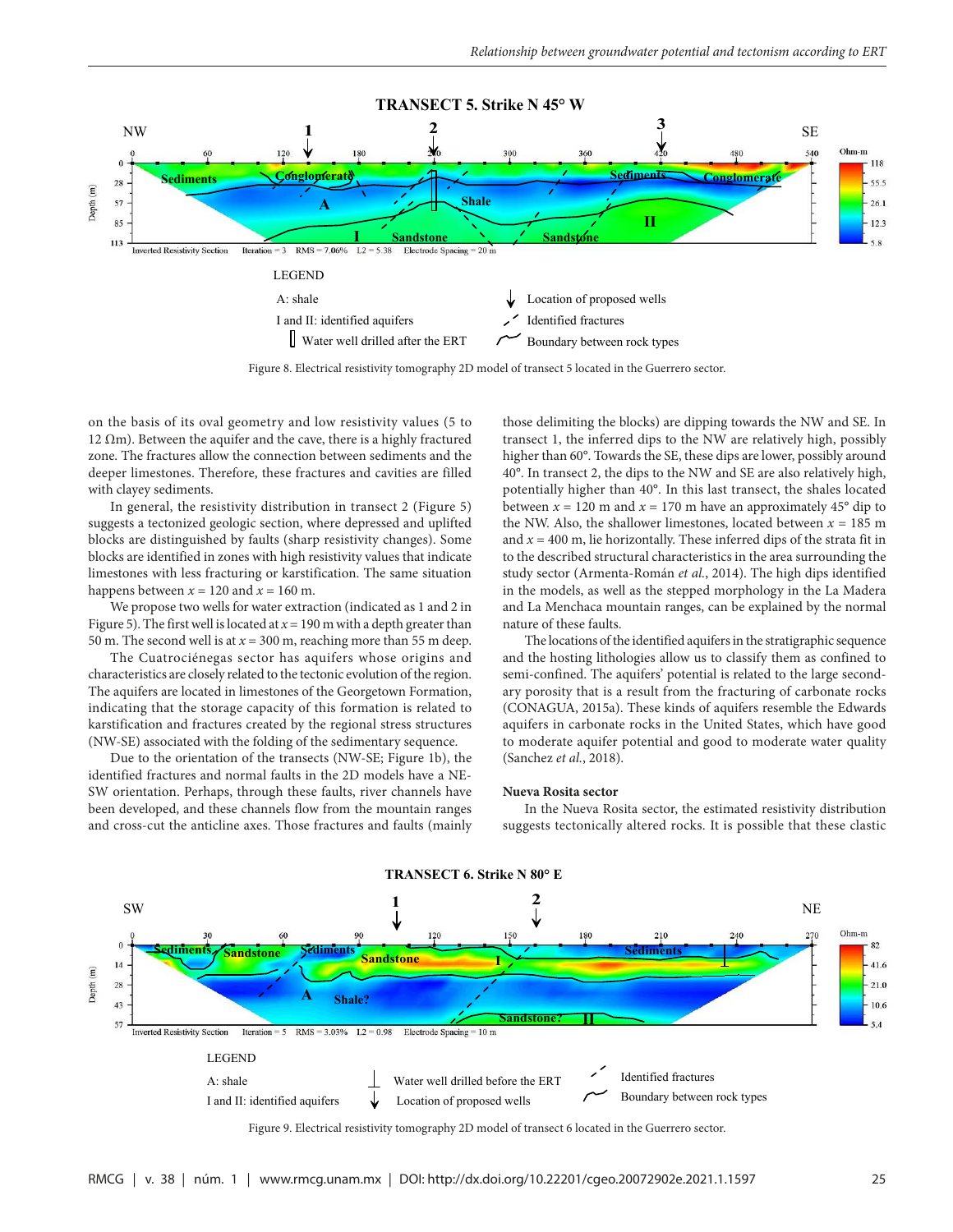Figure 8. Electrical resistivity tomography 2D model of transect 5 located in the Guerrero sector.

on the basis of its oval geometry and low resistivity values (5 to 12 Ωm). Between the aquifer and the cave, there is a highly fractured zone. The fractures allow the connection between sediments and the deeper limestones. Therefore, these fractures and cavities are filled with clayey sediments.

In general, the resistivity distribution in transect 2 (Figure 5) suggests a tectonized geologic section, where depressed and uplifted blocks are distinguished by faults (sharp resistivity changes). Some blocks are identified in zones with high resistivity values that indicate limestones with less fracturing or karstification. The same situation happens between $x = 120$ and $x = 160$ m.

We propose two wells for water extraction (indicated as 1 and 2 in Figure 5). The first well is located at $x = 190$ m with a depth greater than 50 m. The second well is at $x = 300$ m, reaching more than 55 m deep.

The Cuatrociénegas sector has aquifers whose origins and characteristics are closely related to the tectonic evolution of the region. The aquifers are located in limestones of the Georgetown Formation, indicating that the storage capacity of this formation is related to karstification and fractures created by the regional stress structures (NW-SE) associated with the folding of the sedimentary sequence.

Due to the orientation of the transects (NW-SE; Figure 1b), the identified fractures and normal faults in the 2D models have a NE-SW orientation. Perhaps, through these faults, river channels have been developed, and these channels flow from the mountain ranges and cross-cut the anticline axes. Those fractures and faults (mainly those delimiting the blocks) are dipping towards the NW and SE. In transect 1, the inferred dips to the NW are relatively high, possibly higher than 60°. Towards the SE, these dips are lower, possibly around 40°. In transect 2, the dips to the NW and SE are also relatively high, potentially higher than 40°. In this last transect, the shales located between $x = 120$ m and $x = 170$ m have an approximately 45° dip to the NW. Also, the shallower limestones, located between $x = 185$ m and $x = 400$ m, lie horizontally. These inferred dips of the strata fit in to the described structural characteristics in the area surrounding the study sector (Armenta-Román *et al.*, 2014). The high dips identified in the models, as well as the stepped morphology in the La Madera and La Menchaca mountain ranges, can be explained by the normal nature of these faults.

The locations of the identified aquifers in the stratigraphic sequence and the hosting lithologies allow us to classify them as confined to semi-confined. The aquifers' potential is related to the large secondary porosity that is a result from the fracturing of carbonate rocks (CONAGUA, 2015a). These kinds of aquifers resemble the Edwards aquifers in carbonate rocks in the United States, which have good to moderate aquifer potential and good to moderate water quality (Sanchez *et al.*, 2018).

**Nueva Rosita sector**

In the Nueva Rosita sector, the estimated resistivity distribution suggests tectonically altered rocks. It is possible that these clastic

Figure 9. Electrical resistivity tomography 2D model of transect 6 located in the Guerrero sector.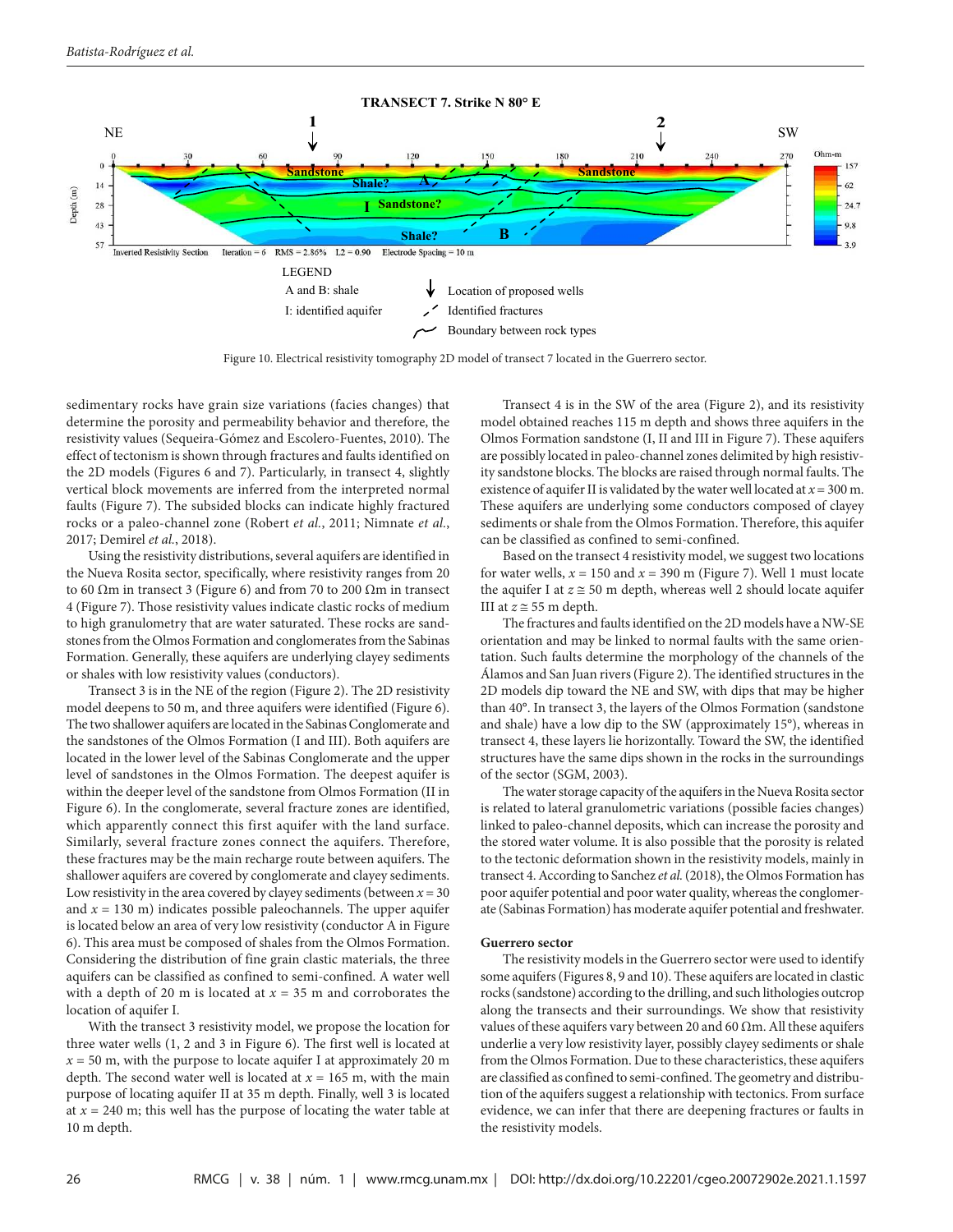Figure 10. Electrical resistivity tomography 2D model of transect 7 located in the Guerrero sector.

sedimentary rocks have grain size variations (facies changes) that determine the porosity and permeability behavior and therefore, the resistivity values (Sequeira-Gómez and Escolero-Fuentes, 2010). The effect of tectonism is shown through fractures and faults identified on the 2D models (Figures 6 and 7). Particularly, in transect 4, slightly vertical block movements are inferred from the interpreted normal faults (Figure 7). The subsided blocks can indicate highly fractured rocks or a paleo-channel zone (Robert *et al.*, 2011; Nimnate *et al.*, 2017; Demirel *et al.*, 2018).

Using the resistivity distributions, several aquifers are identified in the Nueva Rosita sector, specifically, where resistivity ranges from 20 to 60 Ωm in transect 3 (Figure 6) and from 70 to 200 Ωm in transect 4 (Figure 7). Those resistivity values indicate clastic rocks of medium to high granulometry that are water saturated. These rocks are sandstones from the Olmos Formation and conglomerates from the Sabinas Formation. Generally, these aquifers are underlying clayey sediments or shales with low resistivity values (conductors).

Transect 3 is in the NE of the region (Figure 2). The 2D resistivity model deepens to 50 m, and three aquifers were identified (Figure 6). The two shallower aquifers are located in the Sabinas Conglomerate and the sandstones of the Olmos Formation (I and III). Both aquifers are located in the lower level of the Sabinas Conglomerate and the upper level of sandstones in the Olmos Formation. The deepest aquifer is within the deeper level of the sandstone from Olmos Formation (II in Figure 6). In the conglomerate, several fracture zones are identified, which apparently connect this first aquifer with the land surface. Similarly, several fracture zones connect the aquifers. Therefore, these fractures may be the main recharge route between aquifers. The shallower aquifers are covered by conglomerate and clayey sediments. Low resistivity in the area covered by clayey sediments (between $x = 30$ and $x = 130$ m) indicates possible paleochannels. The upper aquifer is located below an area of very low resistivity (conductor A in Figure 6). This area must be composed of shales from the Olmos Formation. Considering the distribution of fine grain clastic materials, the three aquifers can be classified as confined to semi-confined. A water well with a depth of 20 m is located at $x = 35$ m and corroborates the location of aquifer I.

With the transect 3 resistivity model, we propose the location for three water wells (1, 2 and 3 in Figure 6). The first well is located at $x = 50$ m, with the purpose to locate aquifer I at approximately 20 m depth. The second water well is located at $x = 165$ m, with the main purpose of locating aquifer II at 35 m depth. Finally, well 3 is located at $x = 240$ m; this well has the purpose of locating the water table at 10 m depth.

Transect 4 is in the SW of the area (Figure 2), and its resistivity model obtained reaches 115 m depth and shows three aquifers in the Olmos Formation sandstone (I, II and III in Figure 7). These aquifers are possibly located in paleo-channel zones delimited by high resistivity sandstone blocks. The blocks are raised through normal faults. The existence of aquifer II is validated by the water well located at $x = 300$ m. These aquifers are underlying some conductors composed of clayey sediments or shale from the Olmos Formation. Therefore, this aquifer can be classified as confined to semi-confined.

Based on the transect 4 resistivity model, we suggest two locations for water wells, $x = 150$ and $x = 390$ m (Figure 7). Well 1 must locate the aquifer I at $z \cong 50$ m depth, whereas well 2 should locate aquifer III at $z \cong 55$ m depth.

The fractures and faults identified on the 2D models have a NW-SE orientation and may be linked to normal faults with the same orientation. Such faults determine the morphology of the channels of the Álamos and San Juan rivers (Figure 2). The identified structures in the 2D models dip toward the NE and SW, with dips that may be higher than 40°. In transect 3, the layers of the Olmos Formation (sandstone and shale) have a low dip to the SW (approximately 15°), whereas in transect 4, these layers lie horizontally. Toward the SW, the identified structures have the same dips shown in the rocks in the surroundings of the sector (SGM, 2003).

The water storage capacity of the aquifers in the Nueva Rosita sector is related to lateral granulometric variations (possible facies changes) linked to paleo-channel deposits, which can increase the porosity and the stored water volume. It is also possible that the porosity is related to the tectonic deformation shown in the resistivity models, mainly in transect 4. According to Sanchez *et al.* (2018), the Olmos Formation has poor aquifer potential and poor water quality, whereas the conglomerate (Sabinas Formation) has moderate aquifer potential and freshwater.

**Guerrero sector**

The resistivity models in the Guerrero sector were used to identify some aquifers (Figures 8, 9 and 10). These aquifers are located in clastic rocks (sandstone) according to the drilling, and such lithologies outcrop along the transects and their surroundings. We show that resistivity values of these aquifers vary between 20 and 60 Ωm. All these aquifers underlie a very low resistivity layer, possibly clayey sediments or shale from the Olmos Formation. Due to these characteristics, these aquifers are classified as confined to semi-confined. The geometry and distribution of the aquifers suggest a relationship with tectonics. From surface evidence, we can infer that there are deepening fractures or faults in the resistivity models.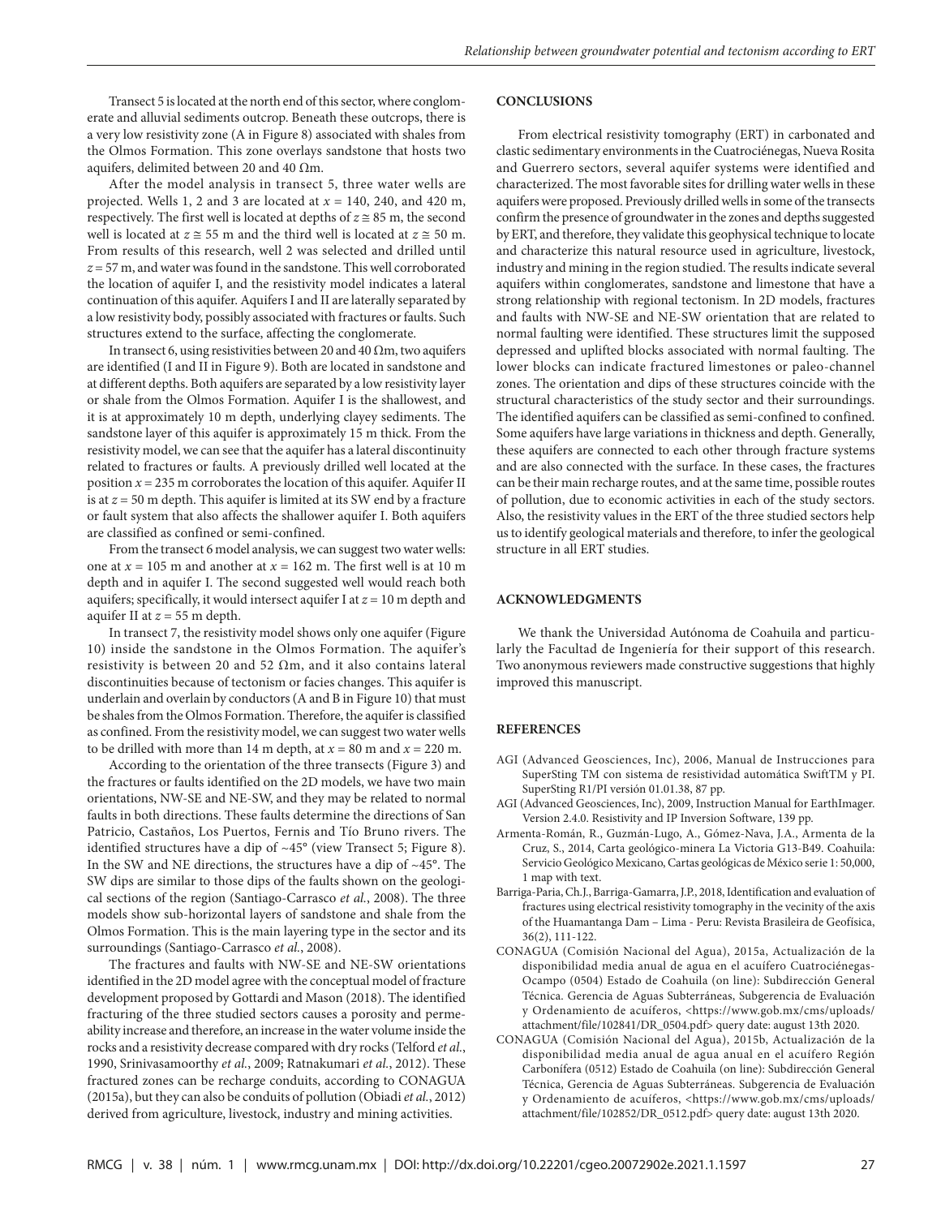Transect 5 is located at the north end of this sector, where conglomerate and alluvial sediments outcrop. Beneath these outcrops, there is a very low resistivity zone (A in Figure 8) associated with shales from the Olmos Formation. This zone overlays sandstone that hosts two aquifers, delimited between 20 and 40 Ωm.

After the model analysis in transect 5, three water wells are projected. Wells 1, 2 and 3 are located at $x = 140$, 240, and 420 m, respectively. The first well is located at depths of $z \cong 85$ m, the second well is located at $z \cong 55$ m and the third well is located at $z \cong 50$ m. From results of this research, well 2 was selected and drilled until $z = 57$ m, and water was found in the sandstone. This well corroborated the location of aquifer I, and the resistivity model indicates a lateral continuation of this aquifer. Aquifers I and II are laterally separated by a low resistivity body, possibly associated with fractures or faults. Such structures extend to the surface, affecting the conglomerate.

In transect 6, using resistivities between 20 and 40 Ωm, two aquifers are identified (I and II in Figure 9). Both are located in sandstone and at different depths. Both aquifers are separated by a low resistivity layer or shale from the Olmos Formation. Aquifer I is the shallowest, and it is at approximately 10 m depth, underlying clayey sediments. The sandstone layer of this aquifer is approximately 15 m thick. From the resistivity model, we can see that the aquifer has a lateral discontinuity related to fractures or faults. A previously drilled well located at the position $x = 235$ m corroborates the location of this aquifer. Aquifer II is at $z = 50$ m depth. This aquifer is limited at its SW end by a fracture or fault system that also affects the shallower aquifer I. Both aquifers are classified as confined or semi-confined.

From the transect 6 model analysis, we can suggest two water wells: one at $x = 105$ m and another at $x = 162$ m. The first well is at 10 m depth and in aquifer I. The second suggested well would reach both aquifers; specifically, it would intersect aquifer I at $z = 10$ m depth and aquifer II at $z = 55$ m depth.

In transect 7, the resistivity model shows only one aquifer (Figure 10) inside the sandstone in the Olmos Formation. The aquifer's resistivity is between 20 and 52 Ωm, and it also contains lateral discontinuities because of tectonism or facies changes. This aquifer is underlain and overlain by conductors (A and B in Figure 10) that must be shales from the Olmos Formation. Therefore, the aquifer is classified as confined. From the resistivity model, we can suggest two water wells to be drilled with more than 14 m depth, at $x = 80$ m and $x = 220$ m.

According to the orientation of the three transects (Figure 3) and the fractures or faults identified on the 2D models, we have two main orientations, NW-SE and NE-SW, and they may be related to normal faults in both directions. These faults determine the directions of San Patricio, Castaños, Los Puertos, Fernis and Tío Bruno rivers. The identified structures have a dip of ~45° (view Transect 5; Figure 8). In the SW and NE directions, the structures have a dip of ~45°. The SW dips are similar to those dips of the faults shown on the geological sections of the region (Santiago-Carrasco *et al.*, 2008). The three models show sub-horizontal layers of sandstone and shale from the Olmos Formation. This is the main layering type in the sector and its surroundings (Santiago-Carrasco *et al.*, 2008).

The fractures and faults with NW-SE and NE-SW orientations identified in the 2D model agree with the conceptual model of fracture development proposed by Gottardi and Mason (2018). The identified fracturing of the three studied sectors causes a porosity and permeability increase and therefore, an increase in the water volume inside the rocks and a resistivity decrease compared with dry rocks (Telford *et al.*, 1990, Srinivasamoorthy *et al.*, 2009; Ratnakumari *et al.*, 2012). These fractured zones can be recharge conduits, according to CONAGUA (2015a), but they can also be conduits of pollution (Obiadi *et al.*, 2012) derived from agriculture, livestock, industry and mining activities.

## CONCLUSIONS

From electrical resistivity tomography (ERT) in carbonated and clastic sedimentary environments in the Cuatrociénegas, Nueva Rosita and Guerrero sectors, several aquifer systems were identified and characterized. The most favorable sites for drilling water wells in these aquifers were proposed. Previously drilled wells in some of the transects confirm the presence of groundwater in the zones and depths suggested by ERT, and therefore, they validate this geophysical technique to locate and characterize this natural resource used in agriculture, livestock, industry and mining in the region studied. The results indicate several aquifers within conglomerates, sandstone and limestone that have a strong relationship with regional tectonism. In 2D models, fractures and faults with NW-SE and NE-SW orientation that are related to normal faulting were identified. These structures limit the supposed depressed and uplifted blocks associated with normal faulting. The lower blocks can indicate fractured limestones or paleo-channel zones. The orientation and dips of these structures coincide with the structural characteristics of the study sector and their surroundings. The identified aquifers can be classified as semi-confined to confined. Some aquifers have large variations in thickness and depth. Generally, these aquifers are connected to each other through fracture systems and are also connected with the surface. In these cases, the fractures can be their main recharge routes, and at the same time, possible routes of pollution, due to economic activities in each of the study sectors. Also, the resistivity values in the ERT of the three studied sectors help us to identify geological materials and therefore, to infer the geological structure in all ERT studies.

## ACKNOWLEDGMENTS

We thank the Universidad Autónoma de Coahuila and particularly the Facultad de Ingeniería for their support of this research. Two anonymous reviewers made constructive suggestions that highly improved this manuscript.

## REFERENCES

AGI (Advanced Geosciences, Inc), 2006, Manual de Instrucciones para SuperSting TM con sistema de resistividad automática SwiftTM y PI. SuperSting R1/PI versión 01.01.38, 87 pp.

AGI (Advanced Geosciences, Inc), 2009, Instruction Manual for EarthImager. Version 2.4.0. Resistivity and IP Inversion Software, 139 pp.

Armenta-Román, R., Guzmán-Lugo, A., Gómez-Nava, J.A., Armenta de la Cruz, S., 2014, Carta geológico-minera La Victoria G13-B49. Coahuila: Servicio Geológico Mexicano, Cartas geológicas de México serie 1: 50,000, 1 map with text.

Barriga-Paria, Ch.J., Barriga-Gamarra, J.P., 2018, Identification and evaluation of fractures using electrical resistivity tomography in the vecinity of the axis of the Huamantanga Dam – Lima - Peru: Revista Brasileira de Geofísica, 36(2), 111-122.

CONAGUA (Comisión Nacional del Agua), 2015a, Actualización de la disponibilidad media anual de agua en el acuífero Cuatrociénegas-Ocampo (0504) Estado de Coahuila (on line): Subdirección General Técnica. Gerencia de Aguas Subterráneas, Subgerencia de Evaluación y Ordenamiento de acuíferos, <https://www.gob.mx/cms/uploads/attachment/file/102841/DR_0504.pdf> query date: august 13th 2020.

CONAGUA (Comisión Nacional del Agua), 2015b, Actualización de la disponibilidad media anual de agua anual en el acuífero Región Carbonífera (0512) Estado de Coahuila (on line): Subdirección General Técnica, Gerencia de Aguas Subterráneas. Subgerencia de Evaluación y Ordenamiento de acuíferos, <https://www.gob.mx/cms/uploads/attachment/file/102852/DR_0512.pdf> query date: august 13th 2020.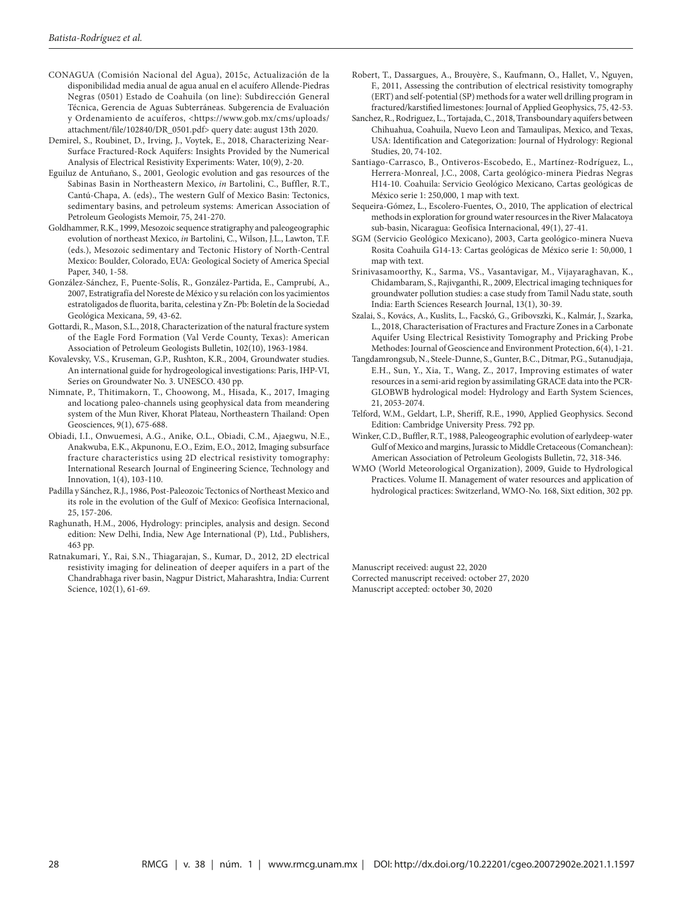CONAGUA (Comisión Nacional del Agua), 2015c, Actualización de la disponibilidad media anual de agua anual en el acuífero Allende-Piedras Negras (0501) Estado de Coahuila (on line): Subdirección General Técnica, Gerencia de Aguas Subterráneas. Subgerencia de Evaluación y Ordenamiento de acuíferos, <https://www.gob.mx/cms/uploads/attachment/file/102840/DR_0501.pdf> query date: august 13th 2020.

Demirel, S., Roubinet, D., Irving, J., Voytek, E., 2018, Characterizing Near-Surface Fractured-Rock Aquifers: Insights Provided by the Numerical Analysis of Electrical Resistivity Experiments: Water, 10(9), 2-20.

Eguiluz de Antuñano, S., 2001, Geologic evolution and gas resources of the Sabinas Basin in Northeastern Mexico, *in* Bartolini, C., Buffler, R.T., Cantú-Chapa, A. (eds)., The western Gulf of Mexico Basin: Tectonics, sedimentary basins, and petroleum systems: American Association of Petroleum Geologists Memoir, 75, 241-270.

Goldhammer, R.K., 1999, Mesozoic sequence stratigraphy and paleogeographic evolution of northeast Mexico, *in* Bartolini, C., Wilson, J.L., Lawton, T.F. (eds.), Mesozoic sedimentary and Tectonic History of North-Central Mexico: Boulder, Colorado, EUA: Geological Society of America Special Paper, 340, 1-58.

González-Sánchez, F., Puente-Solís, R., González-Partida, E., Camprubí, A., 2007, Estratigrafía del Noreste de México y su relación con los yacimientos estratoligados de fluorita, barita, celestina y Zn-Pb: Boletín de la Sociedad Geológica Mexicana, 59, 43-62.

Gottardi, R., Mason, S.L., 2018, Characterization of the natural fracture system of the Eagle Ford Formation (Val Verde County, Texas): American Association of Petroleum Geologists Bulletin, 102(10), 1963-1984.

Kovalevsky, V.S., Kruseman, G.P., Rushton, K.R., 2004, Groundwater studies. An international guide for hydrogeological investigations: Paris, IHP-VI, Series on Groundwater No. 3. UNESCO. 430 pp.

Nimnate, P., Thitimakorn, T., Choowong, M., Hisada, K., 2017, Imaging and locationg paleo-channels using geophysical data from meandering system of the Mun River, Khorat Plateau, Northeastern Thailand: Open Geosciences, 9(1), 675-688.

Obiadi, I.I., Onwuemesi, A.G., Anike, O.L., Obiadi, C.M., Ajaegwu, N.E., Anakwuba, E.K., Akpunonu, E.O., Ezim, E.O., 2012, Imaging subsurface fracture characteristics using 2D electrical resistivity tomography: International Research Journal of Engineering Science, Technology and Innovation, 1(4), 103-110.

Padilla y Sánchez, R.J., 1986, Post-Paleozoic Tectonics of Northeast Mexico and its role in the evolution of the Gulf of Mexico: Geofísica Internacional, 25, 157-206.

Raghunath, H.M., 2006, Hydrology: principles, analysis and design. Second edition: New Delhi, India, New Age International (P), Ltd., Publishers, 463 pp.

Ratnakumari, Y., Rai, S.N., Thiagarajan, S., Kumar, D., 2012, 2D electrical resistivity imaging for delineation of deeper aquifers in a part of the Chandrabhaga river basin, Nagpur District, Maharashtra, India: Current Science, 102(1), 61-69.

Robert, T., Dassargues, A., Brouyère, S., Kaufmann, O., Hallet, V., Nguyen, F., 2011, Assessing the contribution of electrical resistivity tomography (ERT) and self-potential (SP) methods for a water well drilling program in fractured/karstified limestones: Journal of Applied Geophysics, 75, 42-53.

Sanchez, R., Rodriguez, L., Tortajada, C., 2018, Transboundary aquifers between Chihuahua, Coahuila, Nuevo Leon and Tamaulipas, Mexico, and Texas, USA: Identification and Categorization: Journal of Hydrology: Regional Studies, 20, 74-102.

Santiago-Carrasco, B., Ontiveros-Escobedo, E., Martínez-Rodríguez, L., Herrera-Monreal, J.C., 2008, Carta geológico-minera Piedras Negras H14-10. Coahuila: Servicio Geológico Mexicano, Cartas geológicas de México serie 1: 250,000, 1 map with text.

Sequeira-Gómez, L., Escolero-Fuentes, O., 2010, The application of electrical methods in exploration for ground water resources in the River Malacatoya sub-basin, Nicaragua: Geofísica Internacional, 49(1), 27-41.

SGM (Servicio Geológico Mexicano), 2003, Carta geológico-minera Nueva Rosita Coahuila G14-13: Cartas geológicas de México serie 1: 50,000, 1 map with text.

Srinivasamoorthy, K., Sarma, VS., Vasantavigar, M., Vijayaraghavan, K., Chidambaram, S., Rajivganthi, R., 2009, Electrical imaging techniques for groundwater pollution studies: a case study from Tamil Nadu state, south India: Earth Sciences Research Journal, 13(1), 30-39.

Szalai, S., Kovács, A., Kuslits, L., Facskó, G., Gribovszki, K., Kalmár, J., Szarka, L., 2018, Characterisation of Fractures and Fracture Zones in a Carbonate Aquifer Using Electrical Resistivity Tomography and Pricking Probe Methodes: Journal of Geoscience and Environment Protection, 6(4), 1-21.

Tangdamrongsub, N., Steele-Dunne, S., Gunter, B.C., Ditmar, P.G., Sutanudjaja, E.H., Sun, Y., Xia, T., Wang, Z., 2017, Improving estimates of water resources in a semi-arid region by assimilating GRACE data into the PCR-GLOBWB hydrological model: Hydrology and Earth System Sciences, 21, 2053-2074.

Telford, W.M., Geldart, L.P., Sheriff, R.E., 1990, Applied Geophysics. Second Edition: Cambridge University Press. 792 pp.

Winker, C.D., Buffler, R.T., 1988, Paleogeographic evolution of earlydeep-water Gulf of Mexico and margins, Jurassic to Middle Cretaceous (Comanchean): American Association of Petroleum Geologists Bulletin, 72, 318-346.

WMO (World Meteorological Organization), 2009, Guide to Hydrological Practices. Volume II. Management of water resources and application of hydrological practices: Switzerland, WMO-No. 168, Sixt edition, 302 pp.

Manuscript received: august 22, 2020
Corrected manuscript received: october 27, 2020
Manuscript accepted: october 30, 2020